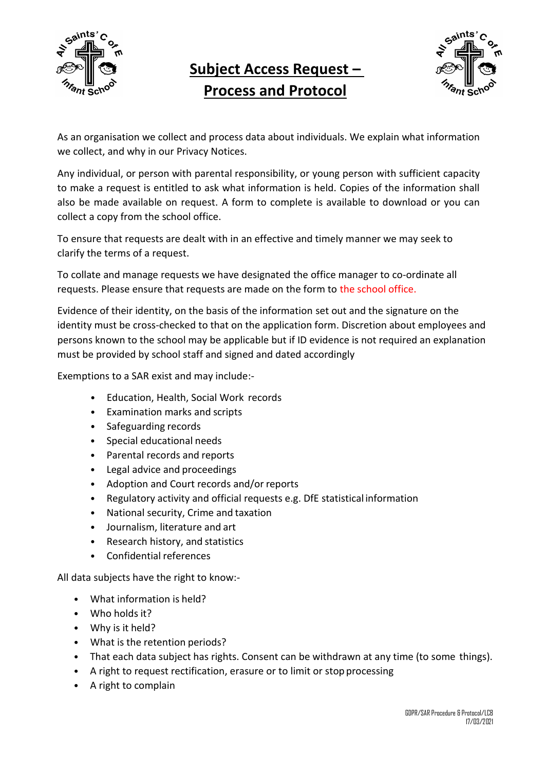# Subject Access Request – Process and Protocol

As an organisation we collect and process data about individuals. We explain what information we collect, and why in our Privacy Notices.

Any individual, or person with parental responsibility, or young person with sufficient capacity to make a request is entitled to ask what information is held. Copies of the information shall also be made available on request. A form to complete is available to download or you can collect a copy from the school office.

To ensure that requests are dealt with in an effective and timely manner we may seek to clarify the terms of a request.

To collate and manage requests we have designated the office manager to co-ordinate all requests. Please ensure that requests are made on the form to the school office.

Evidence of their identity, on the basis of the information set out and the signature on the identity must be cross-checked to that on the application form. Discretion about employees and persons known to the school may be applicable but if ID evidence is not required an explanation must be provided by school staff and signed and dated accordingly

Exemptions to a SAR exist and may include:-

- Education, Health, Social Work records
- Examination marks and scripts
- Safeguarding records
- Special educational needs
- Parental records and reports
- Legal advice and proceedings
- Adoption and Court records and/or reports
- Regulatory activity and official requests e.g. DfE statistical information
- National security, Crime and taxation
- Journalism, literature and art
- Research history, and statistics
- Confidential references

All data subjects have the right to know:-

- What information is held?
- Who holds it?
- Why is it held?
- What is the retention periods?
- That each data subject has rights. Consent can be withdrawn at any time (to some things).
- A right to request rectification, erasure or to limit or stop processing
- A right to complain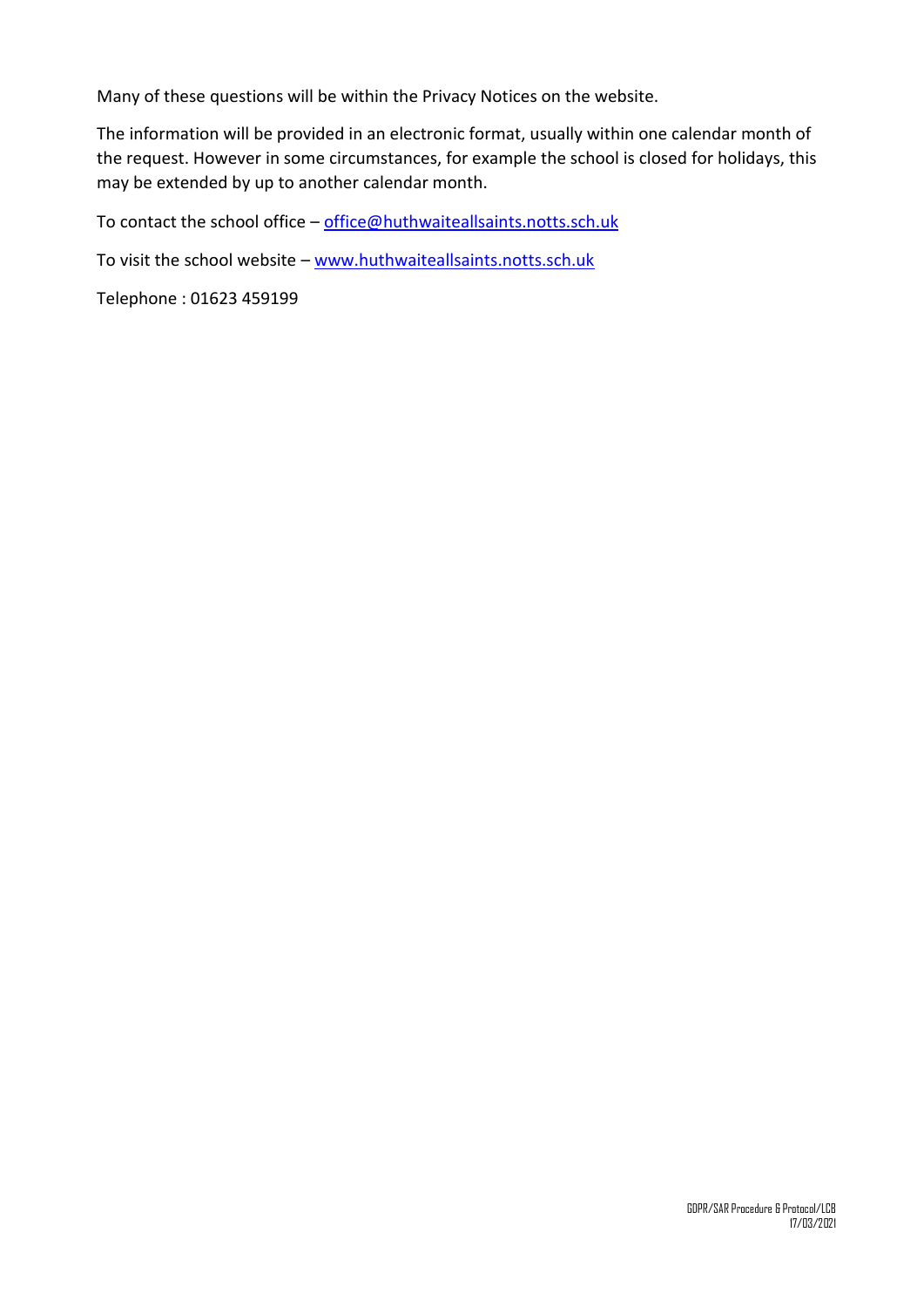Many of these questions will be within the Privacy Notices on the website.

The information will be provided in an electronic format, usually within one calendar month of the request. However in some circumstances, for example the school is closed for holidays, this may be extended by up to another calendar month.

To contact the school office – office@huthwaiteallsaints.notts.sch.uk

To visit the school website – www.huthwaiteallsaints.notts.sch.uk

Telephone : 01623 459199